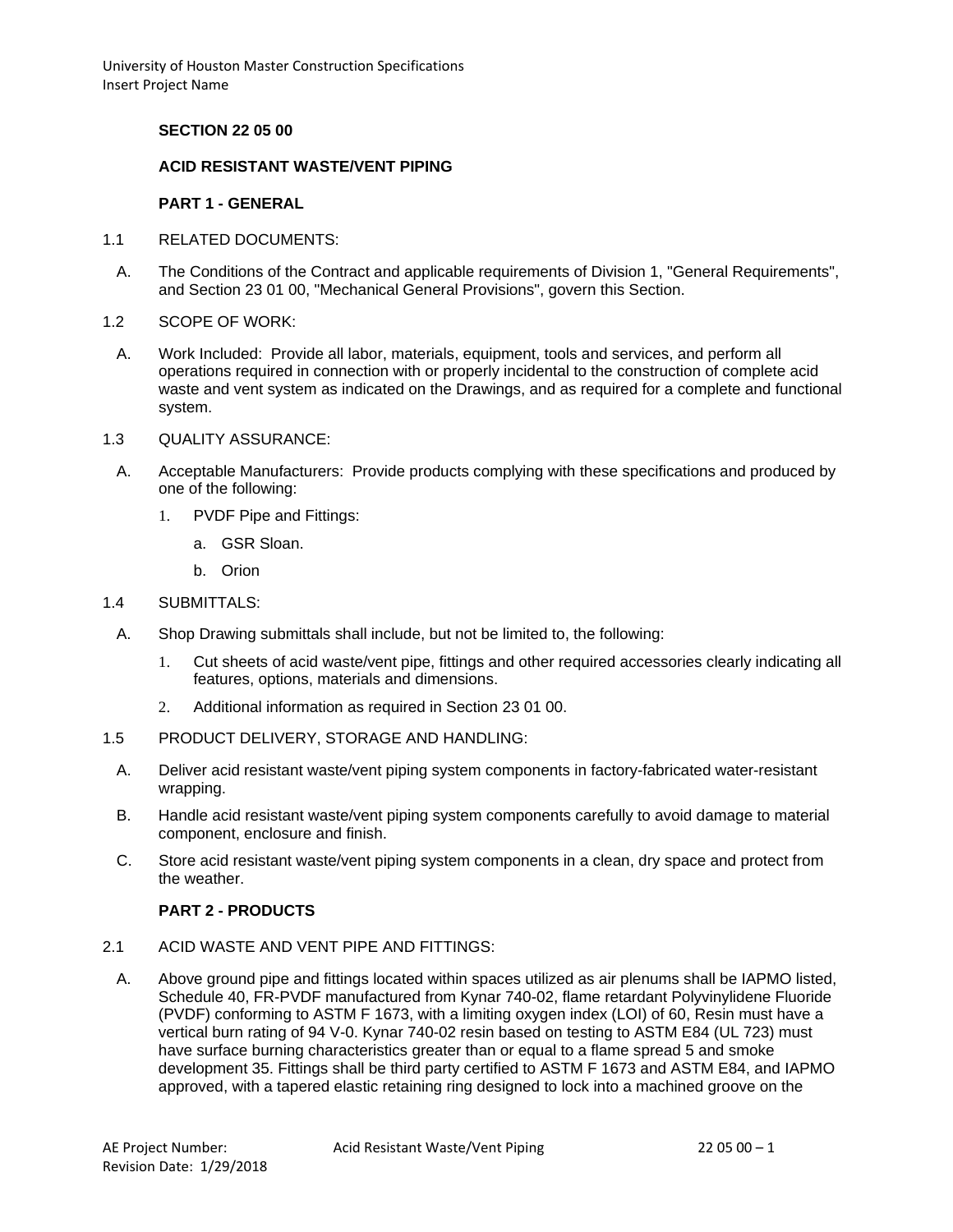## SECTION 22 05 00

## ACID RESISTANT WASTE/VENT PIPING

### PART 1 - GENERAL

1.1 RELATED DOCUMENTS:

A. The Conditions of the Contract and applicable requirements of Division 1, "General Requirements", and Section 23 01 00, "Mechanical General Provisions", govern this Section.

1.2 SCOPE OF WORK:

A. Work Included: Provide all labor, materials, equipment, tools and services, and perform all operations required in connection with or properly incidental to the construction of complete acid waste and vent system as indicated on the Drawings, and as required for a complete and functional system.

1.3 QUALITY ASSURANCE:

A. Acceptable Manufacturers: Provide products complying with these specifications and produced by one of the following:

1. PVDF Pipe and Fittings:
   a. GSR Sloan.
   b. Orion

1.4 SUBMITTALS:

A. Shop Drawing submittals shall include, but not be limited to, the following:

1. Cut sheets of acid waste/vent pipe, fittings and other required accessories clearly indicating all features, options, materials and dimensions.
2. Additional information as required in Section 23 01 00.

1.5 PRODUCT DELIVERY, STORAGE AND HANDLING:

A. Deliver acid resistant waste/vent piping system components in factory-fabricated water-resistant wrapping.

B. Handle acid resistant waste/vent piping system components carefully to avoid damage to material component, enclosure and finish.

C. Store acid resistant waste/vent piping system components in a clean, dry space and protect from the weather.

### PART 2 - PRODUCTS

2.1 ACID WASTE AND VENT PIPE AND FITTINGS:

A. Above ground pipe and fittings located within spaces utilized as air plenums shall be IAPMO listed, Schedule 40, FR-PVDF manufactured from Kynar 740-02, flame retardant Polyvinylidene Fluoride (PVDF) conforming to ASTM F 1673, with a limiting oxygen index (LOI) of 60, Resin must have a vertical burn rating of 94 V-0. Kynar 740-02 resin based on testing to ASTM E84 (UL 723) must have surface burning characteristics greater than or equal to a flame spread 5 and smoke development 35. Fittings shall be third party certified to ASTM F 1673 and ASTM E84, and IAPMO approved, with a tapered elastic retaining ring designed to lock into a machined groove on the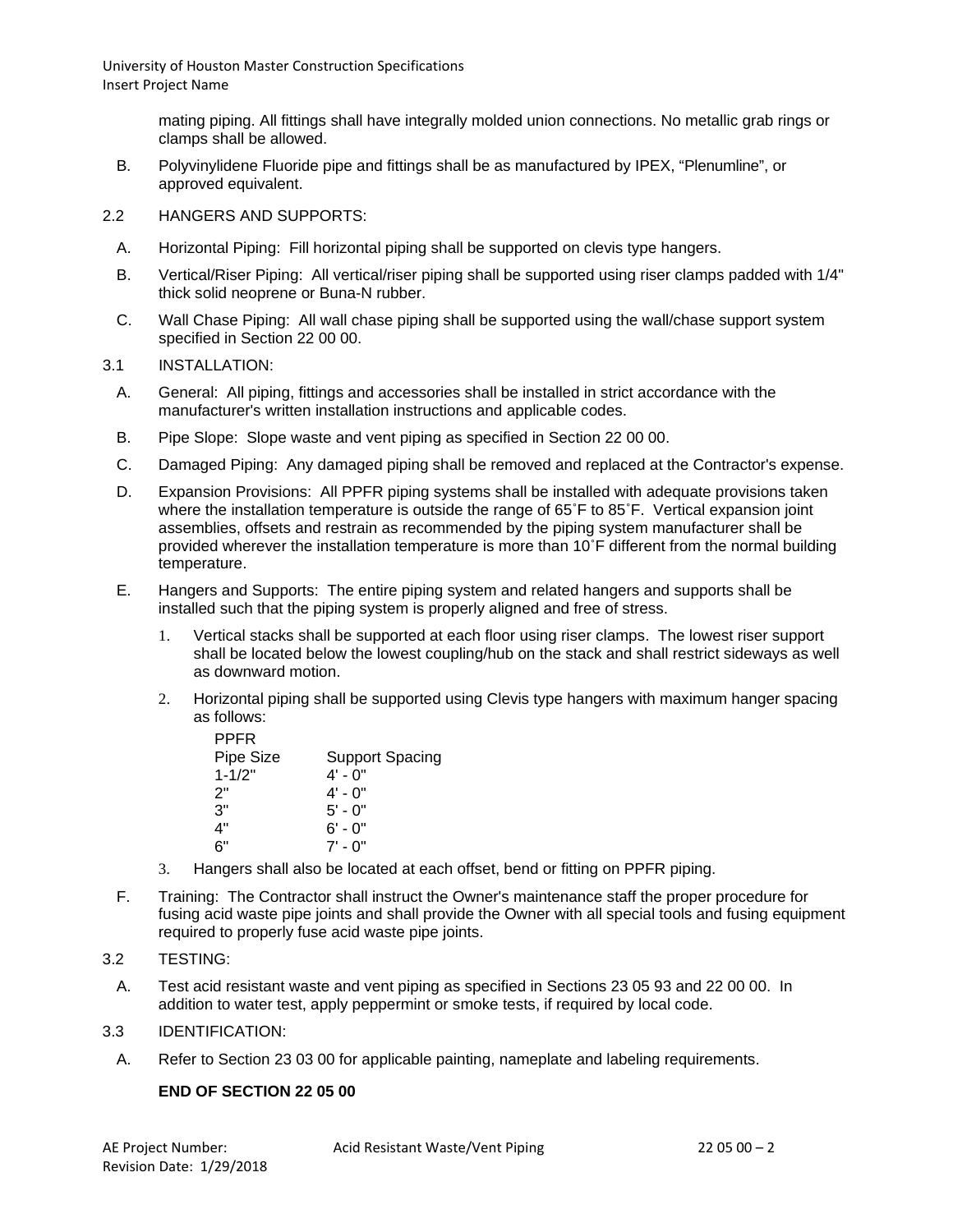mating piping. All fittings shall have integrally molded union connections. No metallic grab rings or clamps shall be allowed.

B. Polyvinylidene Fluoride pipe and fittings shall be as manufactured by IPEX, "Plenumline", or approved equivalent.

2.2 HANGERS AND SUPPORTS:

A. Horizontal Piping: Fill horizontal piping shall be supported on clevis type hangers.

B. Vertical/Riser Piping: All vertical/riser piping shall be supported using riser clamps padded with 1/4" thick solid neoprene or Buna-N rubber.

C. Wall Chase Piping: All wall chase piping shall be supported using the wall/chase support system specified in Section 22 00 00.

3.1 INSTALLATION:

A. General: All piping, fittings and accessories shall be installed in strict accordance with the manufacturer's written installation instructions and applicable codes.

B. Pipe Slope: Slope waste and vent piping as specified in Section 22 00 00.

C. Damaged Piping: Any damaged piping shall be removed and replaced at the Contractor's expense.

D. Expansion Provisions: All PPFR piping systems shall be installed with adequate provisions taken where the installation temperature is outside the range of 65˚F to 85˚F. Vertical expansion joint assemblies, offsets and restrain as recommended by the piping system manufacturer shall be provided wherever the installation temperature is more than 10˚F different from the normal building temperature.

E. Hangers and Supports: The entire piping system and related hangers and supports shall be installed such that the piping system is properly aligned and free of stress.

1. Vertical stacks shall be supported at each floor using riser clamps. The lowest riser support shall be located below the lowest coupling/hub on the stack and shall restrict sideways as well as downward motion.

2. Horizontal piping shall be supported using Clevis type hangers with maximum hanger spacing as follows:

| PPFR Pipe Size | Support Spacing |
|---|---|
| 1-1/2" | 4' - 0" |
| 2" | 4' - 0" |
| 3" | 5' - 0" |
| 4" | 6' - 0" |
| 6" | 7' - 0" |

3. Hangers shall also be located at each offset, bend or fitting on PPFR piping.

F. Training: The Contractor shall instruct the Owner's maintenance staff the proper procedure for fusing acid waste pipe joints and shall provide the Owner with all special tools and fusing equipment required to properly fuse acid waste pipe joints.

3.2 TESTING:

A. Test acid resistant waste and vent piping as specified in Sections 23 05 93 and 22 00 00. In addition to water test, apply peppermint or smoke tests, if required by local code.

3.3 IDENTIFICATION:

A. Refer to Section 23 03 00 for applicable painting, nameplate and labeling requirements.

**END OF SECTION 22 05 00**